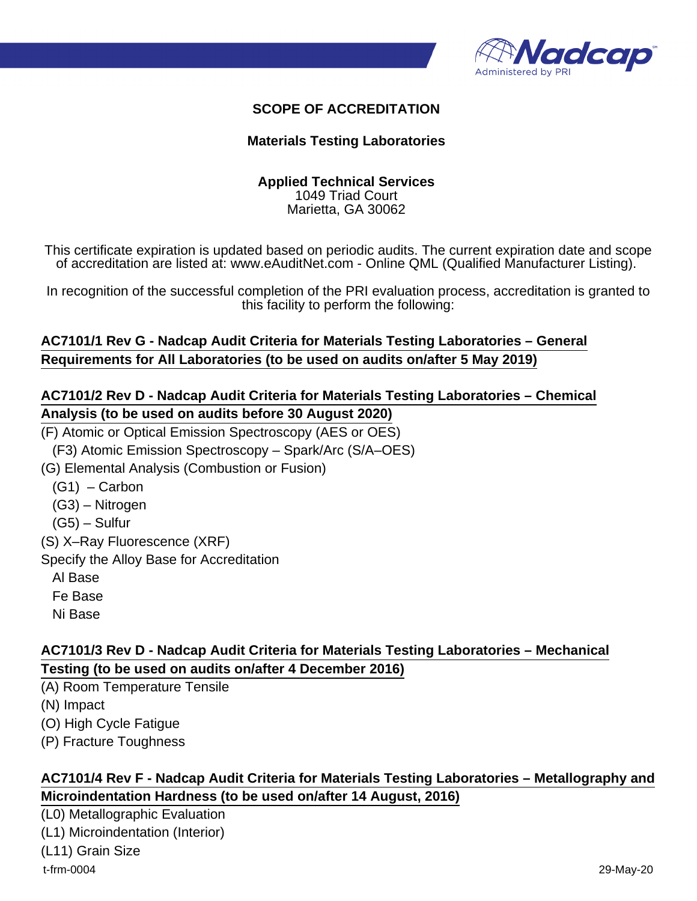# SCOPE OF ACCREDITATION

## Materials Testing Laboratories

**Applied Technical Services**
1049 Triad Court
Marietta, GA 30062

This certificate expiration is updated based on periodic audits. The current expiration date and scope of accreditation are listed at: www.eAuditNet.com - Online QML (Qualified Manufacturer Listing).

In recognition of the successful completion of the PRI evaluation process, accreditation is granted to this facility to perform the following:

### AC7101/1 Rev G - Nadcap Audit Criteria for Materials Testing Laboratories – General Requirements for All Laboratories (to be used on audits on/after 5 May 2019)

### AC7101/2 Rev D - Nadcap Audit Criteria for Materials Testing Laboratories – Chemical Analysis (to be used on audits before 30 August 2020)

- (F) Atomic or Optical Emission Spectroscopy (AES or OES)
  - (F3) Atomic Emission Spectroscopy – Spark/Arc (S/A–OES)
- (G) Elemental Analysis (Combustion or Fusion)
  - (G1) – Carbon
  - (G3) – Nitrogen
  - (G5) – Sulfur
- (S) X–Ray Fluorescence (XRF)
- Specify the Alloy Base for Accreditation
  - Al Base
  - Fe Base
  - Ni Base

### AC7101/3 Rev D - Nadcap Audit Criteria for Materials Testing Laboratories – Mechanical Testing (to be used on audits on/after 4 December 2016)

- (A) Room Temperature Tensile
- (N) Impact
- (O) High Cycle Fatigue
- (P) Fracture Toughness

### AC7101/4 Rev F - Nadcap Audit Criteria for Materials Testing Laboratories – Metallography and Microindentation Hardness (to be used on/after 14 August, 2016)

- (L0) Metallographic Evaluation
- (L1) Microindentation (Interior)
- (L11) Grain Size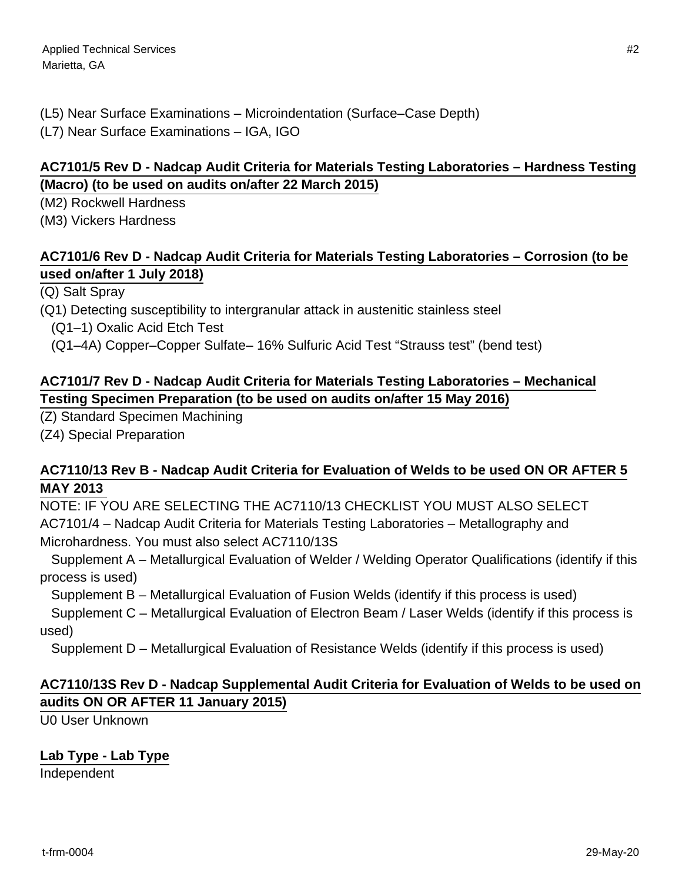(L5) Near Surface Examinations – Microindentation (Surface–Case Depth)
(L7) Near Surface Examinations – IGA, IGO

**AC7101/5 Rev D - Nadcap Audit Criteria for Materials Testing Laboratories – Hardness Testing (Macro) (to be used on audits on/after 22 March 2015)**

(M2) Rockwell Hardness
(M3) Vickers Hardness

**AC7101/6 Rev D - Nadcap Audit Criteria for Materials Testing Laboratories – Corrosion (to be used on/after 1 July 2018)**

(Q) Salt Spray
(Q1) Detecting susceptibility to intergranular attack in austenitic stainless steel
  (Q1–1) Oxalic Acid Etch Test
  (Q1–4A) Copper–Copper Sulfate– 16% Sulfuric Acid Test "Strauss test" (bend test)

**AC7101/7 Rev D - Nadcap Audit Criteria for Materials Testing Laboratories – Mechanical Testing Specimen Preparation (to be used on audits on/after 15 May 2016)**

(Z) Standard Specimen Machining
(Z4) Special Preparation

**AC7110/13 Rev B - Nadcap Audit Criteria for Evaluation of Welds to be used ON OR AFTER 5 MAY 2013**

NOTE: IF YOU ARE SELECTING THE AC7110/13 CHECKLIST YOU MUST ALSO SELECT AC7101/4 – Nadcap Audit Criteria for Materials Testing Laboratories – Metallography and Microhardness. You must also select AC7110/13S
  Supplement A – Metallurgical Evaluation of Welder / Welding Operator Qualifications (identify if this process is used)
  Supplement B – Metallurgical Evaluation of Fusion Welds (identify if this process is used)
  Supplement C – Metallurgical Evaluation of Electron Beam / Laser Welds (identify if this process is used)
  Supplement D – Metallurgical Evaluation of Resistance Welds (identify if this process is used)

**AC7110/13S Rev D - Nadcap Supplemental Audit Criteria for Evaluation of Welds to be used on audits ON OR AFTER 11 January 2015)**

U0 User Unknown

**Lab Type - Lab Type**

Independent